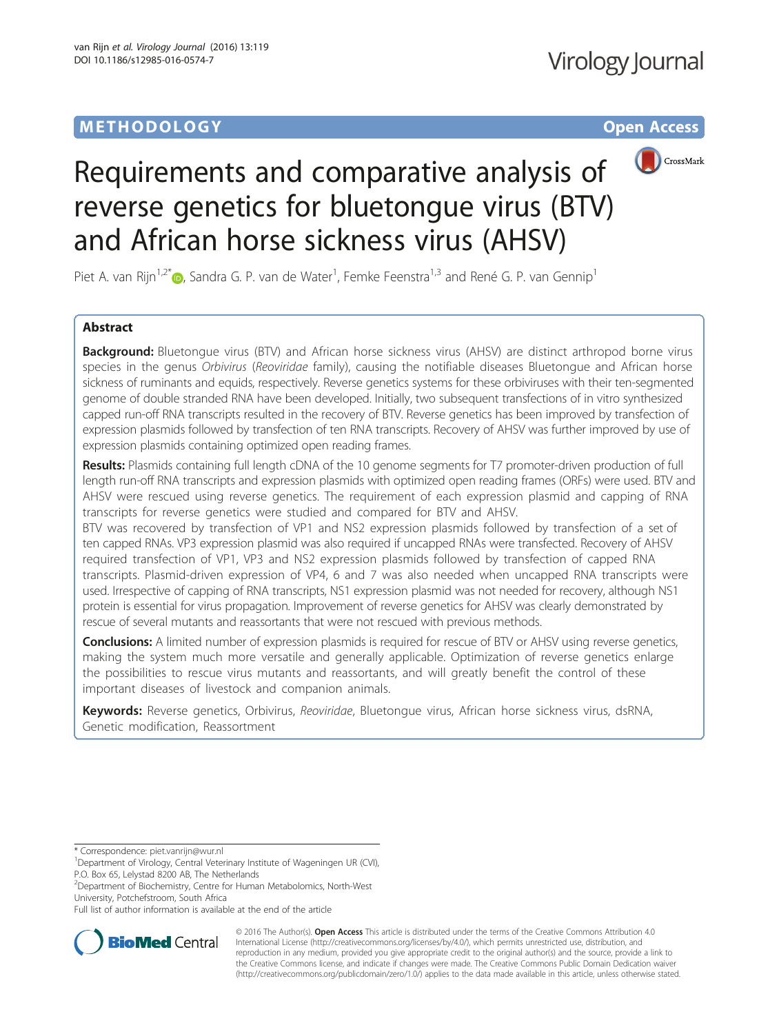**METHODOLOGY** **Open Access**

# Requirements and comparative analysis of reverse genetics for bluetongue virus (BTV) and African horse sickness virus (AHSV)

Piet A. van Rijn[1,2*], Sandra G. P. van de Water[1], Femke Feenstra[1,3] and René G. P. van Gennip[1]

## Abstract

**Background:** Bluetongue virus (BTV) and African horse sickness virus (AHSV) are distinct arthropod borne virus species in the genus *Orbivirus* (*Reoviridae* family), causing the notifiable diseases Bluetongue and African horse sickness of ruminants and equids, respectively. Reverse genetics systems for these orbiviruses with their ten-segmented genome of double stranded RNA have been developed. Initially, two subsequent transfections of in vitro synthesized capped run-off RNA transcripts resulted in the recovery of BTV. Reverse genetics has been improved by transfection of expression plasmids followed by transfection of ten RNA transcripts. Recovery of AHSV was further improved by use of expression plasmids containing optimized open reading frames.

**Results:** Plasmids containing full length cDNA of the 10 genome segments for T7 promoter-driven production of full length run-off RNA transcripts and expression plasmids with optimized open reading frames (ORFs) were used. BTV and AHSV were rescued using reverse genetics. The requirement of each expression plasmid and capping of RNA transcripts for reverse genetics were studied and compared for BTV and AHSV.

BTV was recovered by transfection of VP1 and NS2 expression plasmids followed by transfection of a set of ten capped RNAs. VP3 expression plasmid was also required if uncapped RNAs were transfected. Recovery of AHSV required transfection of VP1, VP3 and NS2 expression plasmids followed by transfection of capped RNA transcripts. Plasmid-driven expression of VP4, 6 and 7 was also needed when uncapped RNA transcripts were used. Irrespective of capping of RNA transcripts, NS1 expression plasmid was not needed for recovery, although NS1 protein is essential for virus propagation. Improvement of reverse genetics for AHSV was clearly demonstrated by rescue of several mutants and reassortants that were not rescued with previous methods.

**Conclusions:** A limited number of expression plasmids is required for rescue of BTV or AHSV using reverse genetics, making the system much more versatile and generally applicable. Optimization of reverse genetics enlarge the possibilities to rescue virus mutants and reassortants, and will greatly benefit the control of these important diseases of livestock and companion animals.

**Keywords:** Reverse genetics, Orbivirus, *Reoviridae*, Bluetongue virus, African horse sickness virus, dsRNA, Genetic modification, Reassortment

---

\* Correspondence: piet.vanrijn@wur.nl

[1]Department of Virology, Central Veterinary Institute of Wageningen UR (CVI), P.O. Box 65, Lelystad 8200 AB, The Netherlands

[2]Department of Biochemistry, Centre for Human Metabolomics, North-West University, Potchefstroom, South Africa

Full list of author information is available at the end of the article

© 2016 The Author(s). **Open Access** This article is distributed under the terms of the Creative Commons Attribution 4.0 International License (http://creativecommons.org/licenses/by/4.0/), which permits unrestricted use, distribution, and reproduction in any medium, provided you give appropriate credit to the original author(s) and the source, provide a link to the Creative Commons license, and indicate if changes were made. The Creative Commons Public Domain Dedication waiver (http://creativecommons.org/publicdomain/zero/1.0/) applies to the data made available in this article, unless otherwise stated.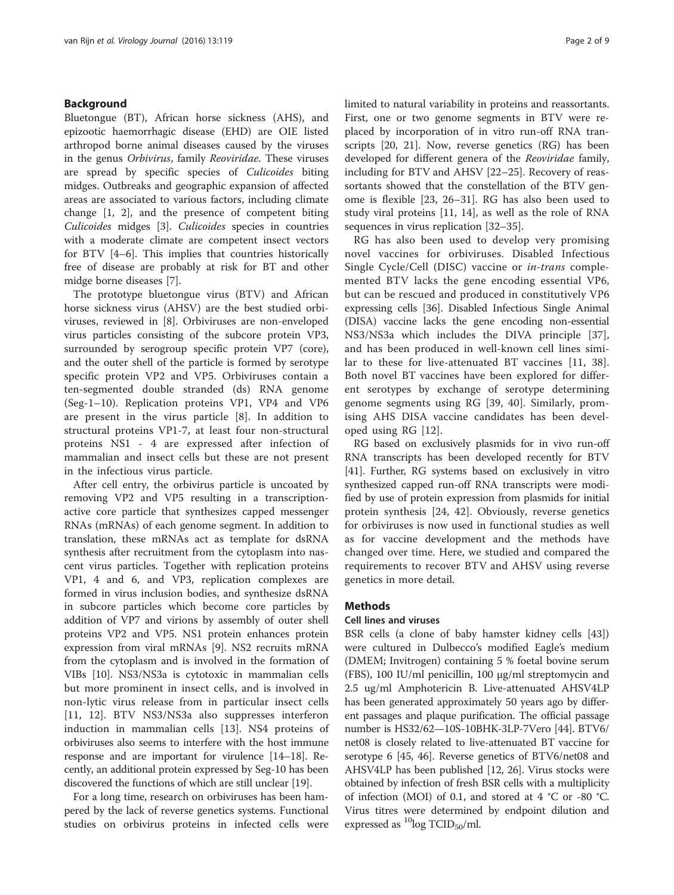## Background

Bluetongue (BT), African horse sickness (AHS), and epizootic haemorrhagic disease (EHD) are OIE listed arthropod borne animal diseases caused by the viruses in the genus *Orbivirus*, family *Reoviridae*. These viruses are spread by specific species of *Culicoides* biting midges. Outbreaks and geographic expansion of affected areas are associated to various factors, including climate change [1, 2], and the presence of competent biting *Culicoides* midges [3]. *Culicoides* species in countries with a moderate climate are competent insect vectors for BTV [4–6]. This implies that countries historically free of disease are probably at risk for BT and other midge borne diseases [7].

The prototype bluetongue virus (BTV) and African horse sickness virus (AHSV) are the best studied orbiviruses, reviewed in [8]. Orbiviruses are non-enveloped virus particles consisting of the subcore protein VP3, surrounded by serogroup specific protein VP7 (core), and the outer shell of the particle is formed by serotype specific protein VP2 and VP5. Orbiviruses contain a ten-segmented double stranded (ds) RNA genome (Seg-1–10). Replication proteins VP1, VP4 and VP6 are present in the virus particle [8]. In addition to structural proteins VP1-7, at least four non-structural proteins NS1 - 4 are expressed after infection of mammalian and insect cells but these are not present in the infectious virus particle.

After cell entry, the orbivirus particle is uncoated by removing VP2 and VP5 resulting in a transcription-active core particle that synthesizes capped messenger RNAs (mRNAs) of each genome segment. In addition to translation, these mRNAs act as template for dsRNA synthesis after recruitment from the cytoplasm into nascent virus particles. Together with replication proteins VP1, 4 and 6, and VP3, replication complexes are formed in virus inclusion bodies, and synthesize dsRNA in subcore particles which become core particles by addition of VP7 and virions by assembly of outer shell proteins VP2 and VP5. NS1 protein enhances protein expression from viral mRNAs [9]. NS2 recruits mRNA from the cytoplasm and is involved in the formation of VIBs [10]. NS3/NS3a is cytotoxic in mammalian cells but more prominent in insect cells, and is involved in non-lytic virus release from in particular insect cells [11, 12]. BTV NS3/NS3a also suppresses interferon induction in mammalian cells [13]. NS4 proteins of orbiviruses also seems to interfere with the host immune response and are important for virulence [14–18]. Recently, an additional protein expressed by Seg-10 has been discovered the functions of which are still unclear [19].

For a long time, research on orbiviruses has been hampered by the lack of reverse genetics systems. Functional studies on orbivirus proteins in infected cells were limited to natural variability in proteins and reassortants. First, one or two genome segments in BTV were replaced by incorporation of in vitro run-off RNA transcripts [20, 21]. Now, reverse genetics (RG) has been developed for different genera of the *Reoviridae* family, including for BTV and AHSV [22–25]. Recovery of reassortants showed that the constellation of the BTV genome is flexible [23, 26–31]. RG has also been used to study viral proteins [11, 14], as well as the role of RNA sequences in virus replication [32–35].

RG has also been used to develop very promising novel vaccines for orbiviruses. Disabled Infectious Single Cycle/Cell (DISC) vaccine or *in-trans* complemented BTV lacks the gene encoding essential VP6, but can be rescued and produced in constitutively VP6 expressing cells [36]. Disabled Infectious Single Animal (DISA) vaccine lacks the gene encoding non-essential NS3/NS3a which includes the DIVA principle [37], and has been produced in well-known cell lines similar to these for live-attenuated BT vaccines [11, 38]. Both novel BT vaccines have been explored for different serotypes by exchange of serotype determining genome segments using RG [39, 40]. Similarly, promising AHS DISA vaccine candidates has been developed using RG [12].

RG based on exclusively plasmids for in vivo run-off RNA transcripts has been developed recently for BTV [41]. Further, RG systems based on exclusively in vitro synthesized capped run-off RNA transcripts were modified by use of protein expression from plasmids for initial protein synthesis [24, 42]. Obviously, reverse genetics for orbiviruses is now used in functional studies as well as for vaccine development and the methods have changed over time. Here, we studied and compared the requirements to recover BTV and AHSV using reverse genetics in more detail.

## Methods

### Cell lines and viruses

BSR cells (a clone of baby hamster kidney cells [43]) were cultured in Dulbecco's modified Eagle's medium (DMEM; Invitrogen) containing 5 % foetal bovine serum (FBS), 100 IU/ml penicillin, 100 μg/ml streptomycin and 2.5 ug/ml Amphotericin B. Live-attenuated AHSV4LP has been generated approximately 50 years ago by different passages and plaque purification. The official passage number is HS32/62—10S-10BHK-3LP-7Vero [44]. BTV6/net08 is closely related to live-attenuated BT vaccine for serotype 6 [45, 46]. Reverse genetics of BTV6/net08 and AHSV4LP has been published [12, 26]. Virus stocks were obtained by infection of fresh BSR cells with a multiplicity of infection (MOI) of 0.1, and stored at 4 °C or -80 °C. Virus titres were determined by endpoint dilution and expressed as $^{10}\log$ $TCID_{50}$/ml.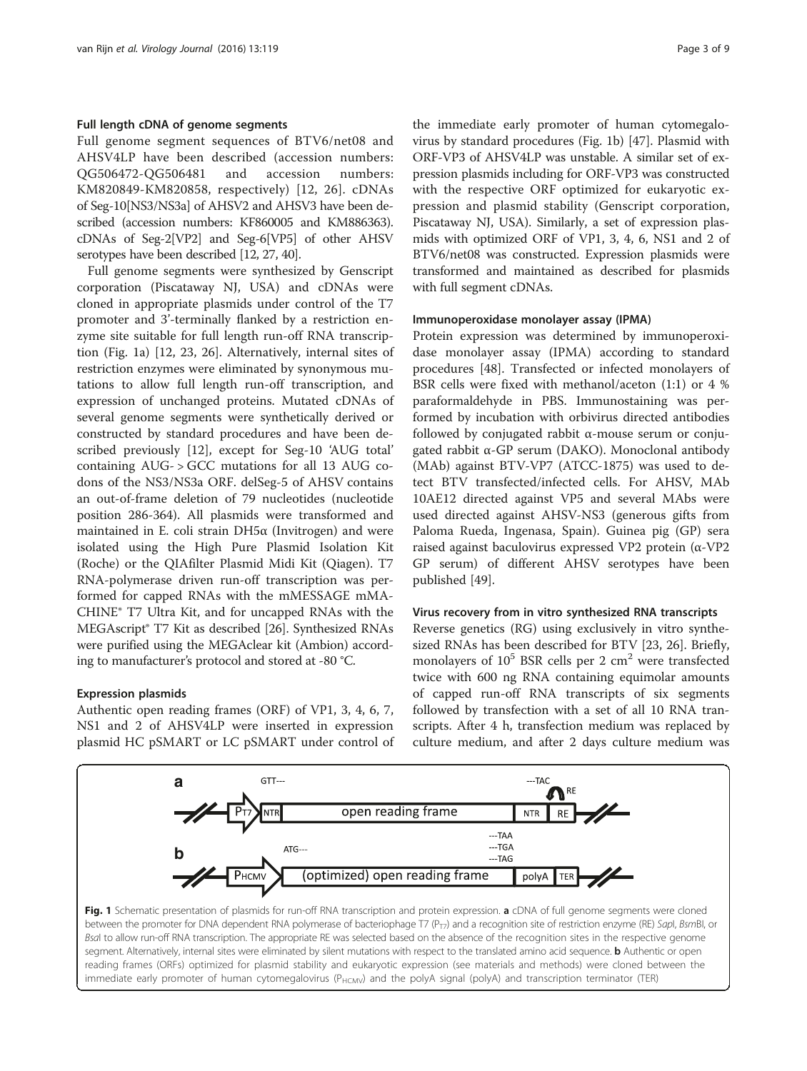### Full length cDNA of genome segments

Full genome segment sequences of BTV6/net08 and AHSV4LP have been described (accession numbers: QG506472-QG506481 and accession numbers: KM820849-KM820858, respectively) [12, 26]. cDNAs of Seg-10[NS3/NS3a] of AHSV2 and AHSV3 have been described (accession numbers: KF860005 and KM886363). cDNAs of Seg-2[VP2] and Seg-6[VP5] of other AHSV serotypes have been described [12, 27, 40].

Full genome segments were synthesized by Genscript corporation (Piscataway NJ, USA) and cDNAs were cloned in appropriate plasmids under control of the T7 promoter and 3'-terminally flanked by a restriction enzyme site suitable for full length run-off RNA transcription (Fig. 1a) [12, 23, 26]. Alternatively, internal sites of restriction enzymes were eliminated by synonymous mutations to allow full length run-off transcription, and expression of unchanged proteins. Mutated cDNAs of several genome segments were synthetically derived or constructed by standard procedures and have been described previously [12], except for Seg-10 'AUG total' containing AUG- > GCC mutations for all 13 AUG codons of the NS3/NS3a ORF. delSeg-5 of AHSV contains an out-of-frame deletion of 79 nucleotides (nucleotide position 286-364). All plasmids were transformed and maintained in E. coli strain DH5α (Invitrogen) and were isolated using the High Pure Plasmid Isolation Kit (Roche) or the QIAfilter Plasmid Midi Kit (Qiagen). T7 RNA-polymerase driven run-off transcription was performed for capped RNAs with the mMESSAGE mMACHINE® T7 Ultra Kit, and for uncapped RNAs with the MEGAscript® T7 Kit as described [26]. Synthesized RNAs were purified using the MEGAclear kit (Ambion) according to manufacturer's protocol and stored at -80 °C.

### Expression plasmids

Authentic open reading frames (ORF) of VP1, 3, 4, 6, 7, NS1 and 2 of AHSV4LP were inserted in expression plasmid HC pSMART or LC pSMART under control of the immediate early promoter of human cytomegalovirus by standard procedures (Fig. 1b) [47]. Plasmid with ORF-VP3 of AHSV4LP was unstable. A similar set of expression plasmids including for ORF-VP3 was constructed with the respective ORF optimized for eukaryotic expression and plasmid stability (Genscript corporation, Piscataway NJ, USA). Similarly, a set of expression plasmids with optimized ORF of VP1, 3, 4, 6, NS1 and 2 of BTV6/net08 was constructed. Expression plasmids were transformed and maintained as described for plasmids with full segment cDNAs.

### Immunoperoxidase monolayer assay (IPMA)

Protein expression was determined by immunoperoxidase monolayer assay (IPMA) according to standard procedures [48]. Transfected or infected monolayers of BSR cells were fixed with methanol/aceton (1:1) or 4 % paraformaldehyde in PBS. Immunostaining was performed by incubation with orbivirus directed antibodies followed by conjugated rabbit α-mouse serum or conjugated rabbit α-GP serum (DAKO). Monoclonal antibody (MAb) against BTV-VP7 (ATCC-1875) was used to detect BTV transfected/infected cells. For AHSV, MAb 10AE12 directed against VP5 and several MAbs were used directed against AHSV-NS3 (generous gifts from Paloma Rueda, Ingenasa, Spain). Guinea pig (GP) sera raised against baculovirus expressed VP2 protein (α-VP2 GP serum) of different AHSV serotypes have been published [49].

### Virus recovery from in vitro synthesized RNA transcripts

Reverse genetics (RG) using exclusively in vitro synthesized RNAs has been described for BTV [23, 26]. Briefly, monolayers of $10^5$ BSR cells per 2 $cm^2$ were transfected twice with 600 ng RNA containing equimolar amounts of capped run-off RNA transcripts of six segments followed by transfection with a set of all 10 RNA transcripts. After 4 h, transfection medium was replaced by culture medium, and after 2 days culture medium was

a

GTT---

---TAC

RE

$P_{T7}$ NTR open reading frame NTR RE

b

ATG---

---TAA
---TGA
---TAG

$P_{HCMV}$ (optimized) open reading frame polyA TER

**Fig. 1** Schematic presentation of plasmids for run-off RNA transcription and protein expression. **a** cDNA of full genome segments were cloned between the promoter for DNA dependent RNA polymerase of bacteriophage T7 ($P_{T7}$) and a recognition site of restriction enzyme (RE) *Sap*I, *Bsm*BI, or *Bsa*I to allow run-off RNA transcription. The appropriate RE was selected based on the absence of the recognition sites in the respective genome segment. Alternatively, internal sites were eliminated by silent mutations with respect to the translated amino acid sequence. **b** Authentic or open reading frames (ORFs) optimized for plasmid stability and eukaryotic expression (see materials and methods) were cloned between the immediate early promoter of human cytomegalovirus ($P_{HCMV}$) and the polyA signal (polyA) and transcription terminator (TER)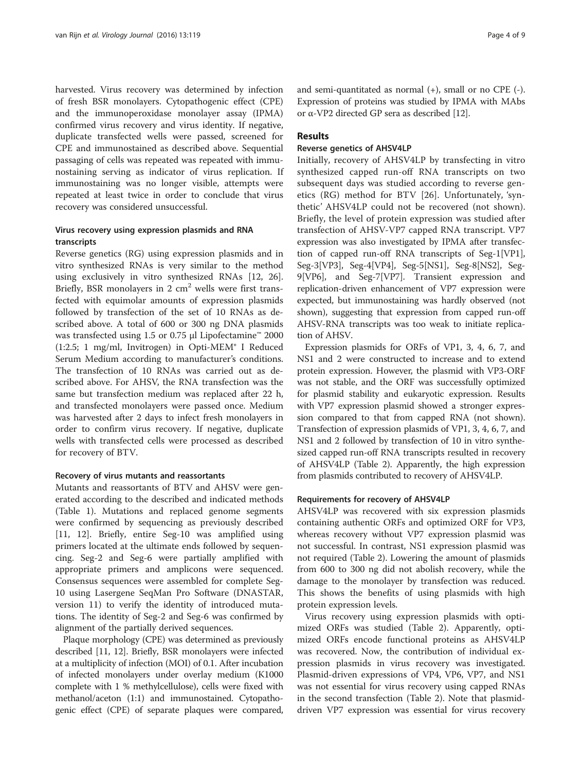harvested. Virus recovery was determined by infection of fresh BSR monolayers. Cytopathogenic effect (CPE) and the immunoperoxidase monolayer assay (IPMA) confirmed virus recovery and virus identity. If negative, duplicate transfected wells were passed, screened for CPE and immunostained as described above. Sequential passaging of cells was repeated was repeated with immunostaining serving as indicator of virus replication. If immunostaining was no longer visible, attempts were repeated at least twice in order to conclude that virus recovery was considered unsuccessful.

### Virus recovery using expression plasmids and RNA transcripts

Reverse genetics (RG) using expression plasmids and in vitro synthesized RNAs is very similar to the method using exclusively in vitro synthesized RNAs [12, 26]. Briefly, BSR monolayers in 2 $cm^2$ wells were first transfected with equimolar amounts of expression plasmids followed by transfection of the set of 10 RNAs as described above. A total of 600 or 300 ng DNA plasmids was transfected using 1.5 or 0.75 µl Lipofectamine™ 2000 (1:2.5; 1 mg/ml, Invitrogen) in Opti-MEM® I Reduced Serum Medium according to manufacturer's conditions. The transfection of 10 RNAs was carried out as described above. For AHSV, the RNA transfection was the same but transfection medium was replaced after 22 h, and transfected monolayers were passed once. Medium was harvested after 2 days to infect fresh monolayers in order to confirm virus recovery. If negative, duplicate wells with transfected cells were processed as described for recovery of BTV.

### Recovery of virus mutants and reassortants

Mutants and reassortants of BTV and AHSV were generated according to the described and indicated methods (Table 1). Mutations and replaced genome segments were confirmed by sequencing as previously described [11, 12]. Briefly, entire Seg-10 was amplified using primers located at the ultimate ends followed by sequencing. Seg-2 and Seg-6 were partially amplified with appropriate primers and amplicons were sequenced. Consensus sequences were assembled for complete Seg-10 using Lasergene SeqMan Pro Software (DNASTAR, version 11) to verify the identity of introduced mutations. The identity of Seg-2 and Seg-6 was confirmed by alignment of the partially derived sequences.

Plaque morphology (CPE) was determined as previously described [11, 12]. Briefly, BSR monolayers were infected at a multiplicity of infection (MOI) of 0.1. After incubation of infected monolayers under overlay medium (K1000 complete with 1 % methylcellulose), cells were fixed with methanol/aceton (1:1) and immunostained. Cytopathogenic effect (CPE) of separate plaques were compared, and semi-quantitated as normal (+), small or no CPE (-). Expression of proteins was studied by IPMA with MAbs or α-VP2 directed GP sera as described [12].

## Results

### Reverse genetics of AHSV4LP

Initially, recovery of AHSV4LP by transfecting in vitro synthesized capped run-off RNA transcripts on two subsequent days was studied according to reverse genetics (RG) method for BTV [26]. Unfortunately, 'synthetic' AHSV4LP could not be recovered (not shown). Briefly, the level of protein expression was studied after transfection of AHSV-VP7 capped RNA transcript. VP7 expression was also investigated by IPMA after transfection of capped run-off RNA transcripts of Seg-1[VP1], Seg-3[VP3], Seg-4[VP4], Seg-5[NS1], Seg-8[NS2], Seg-9[VP6], and Seg-7[VP7]. Transient expression and replication-driven enhancement of VP7 expression were expected, but immunostaining was hardly observed (not shown), suggesting that expression from capped run-off AHSV-RNA transcripts was too weak to initiate replication of AHSV.

Expression plasmids for ORFs of VP1, 3, 4, 6, 7, and NS1 and 2 were constructed to increase and to extend protein expression. However, the plasmid with VP3-ORF was not stable, and the ORF was successfully optimized for plasmid stability and eukaryotic expression. Results with VP7 expression plasmid showed a stronger expression compared to that from capped RNA (not shown). Transfection of expression plasmids of VP1, 3, 4, 6, 7, and NS1 and 2 followed by transfection of 10 in vitro synthesized capped run-off RNA transcripts resulted in recovery of AHSV4LP (Table 2). Apparently, the high expression from plasmids contributed to recovery of AHSV4LP.

### Requirements for recovery of AHSV4LP

AHSV4LP was recovered with six expression plasmids containing authentic ORFs and optimized ORF for VP3, whereas recovery without VP7 expression plasmid was not successful. In contrast, NS1 expression plasmid was not required (Table 2). Lowering the amount of plasmids from 600 to 300 ng did not abolish recovery, while the damage to the monolayer by transfection was reduced. This shows the benefits of using plasmids with high protein expression levels.

Virus recovery using expression plasmids with optimized ORFs was studied (Table 2). Apparently, optimized ORFs encode functional proteins as AHSV4LP was recovered. Now, the contribution of individual expression plasmids in virus recovery was investigated. Plasmid-driven expressions of VP4, VP6, VP7, and NS1 was not essential for virus recovery using capped RNAs in the second transfection (Table 2). Note that plasmid-driven VP7 expression was essential for virus recovery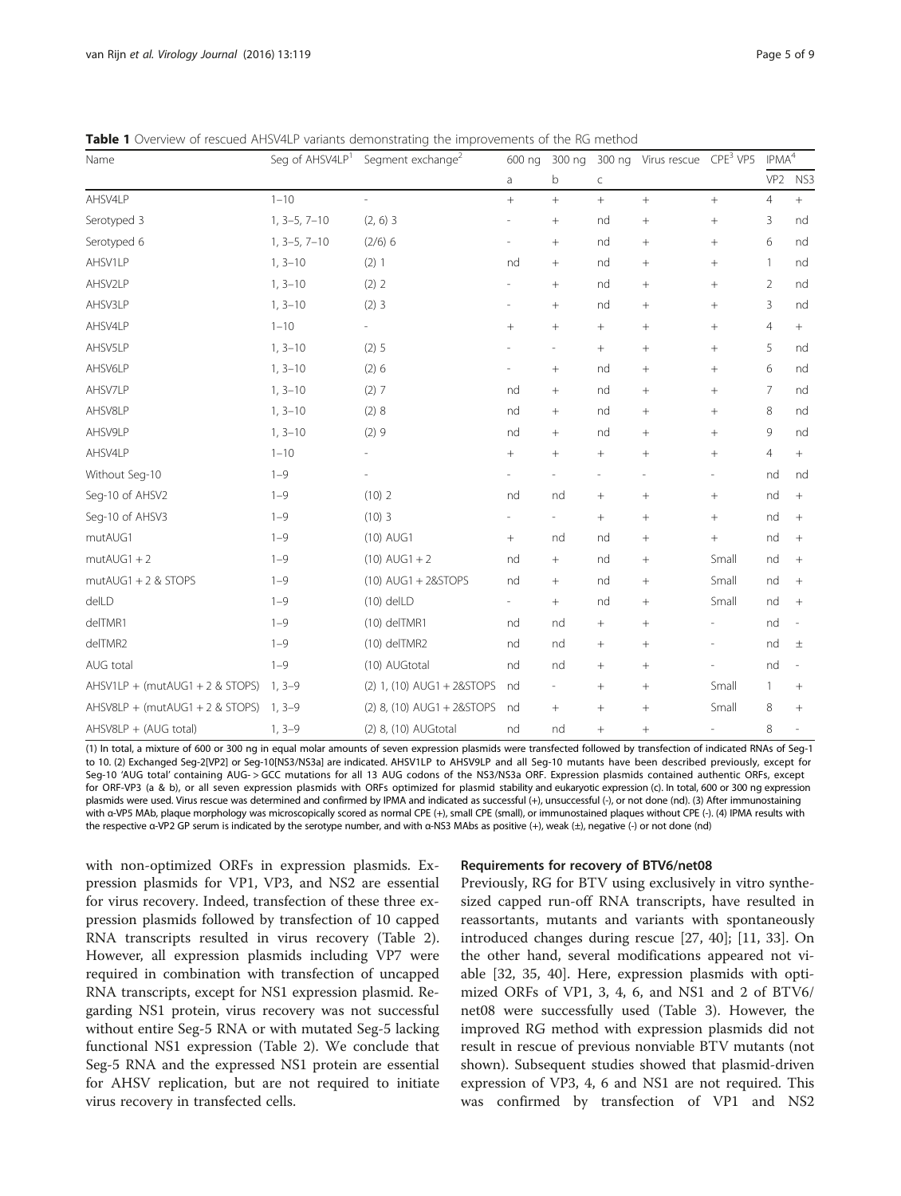**Table 1** Overview of rescued AHSV4LP variants demonstrating the improvements of the RG method

| Name | Seg of AHSV4LP[1] | Segment exchange[2] | 600 ng | 300 ng | 300 ng | Virus rescue | CPE[3] VP5 | IPMA[4] | |
|---|---|---|---|---|---|---|---|---|---|
| | | | a | b | c | | | VP2 | NS3 |
| AHSV4LP | 1–10 | - | + | + | + | + | + | 4 | + |
| Serotyped 3 | 1, 3–5, 7–10 | (2, 6) 3 | - | + | nd | + | + | 3 | nd |
| Serotyped 6 | 1, 3–5, 7–10 | (2/6) 6 | - | + | nd | + | + | 6 | nd |
| AHSV1LP | 1, 3–10 | (2) 1 | nd | + | nd | + | + | 1 | nd |
| AHSV2LP | 1, 3–10 | (2) 2 | - | + | nd | + | + | 2 | nd |
| AHSV3LP | 1, 3–10 | (2) 3 | - | + | nd | + | + | 3 | nd |
| AHSV4LP | 1–10 | - | + | + | + | + | + | 4 | + |
| AHSV5LP | 1, 3–10 | (2) 5 | - | - | + | + | + | 5 | nd |
| AHSV6LP | 1, 3–10 | (2) 6 | - | + | nd | + | + | 6 | nd |
| AHSV7LP | 1, 3–10 | (2) 7 | nd | + | nd | + | + | 7 | nd |
| AHSV8LP | 1, 3–10 | (2) 8 | nd | + | nd | + | + | 8 | nd |
| AHSV9LP | 1, 3–10 | (2) 9 | nd | + | nd | + | + | 9 | nd |
| AHSV4LP | 1–10 | - | + | + | + | + | + | 4 | + |
| Without Seg-10 | 1–9 | - | - | - | - | - | - | nd | nd |
| Seg-10 of AHSV2 | 1–9 | (10) 2 | nd | nd | + | + | + | nd | + |
| Seg-10 of AHSV3 | 1–9 | (10) 3 | - | - | + | + | + | nd | + |
| mutAUG1 | 1–9 | (10) AUG1 | + | nd | nd | + | + | nd | + |
| mutAUG1 + 2 | 1–9 | (10) AUG1 + 2 | nd | + | nd | + | Small | nd | + |
| mutAUG1 + 2 & STOPS | 1–9 | (10) AUG1 + 2&STOPS | nd | + | nd | + | Small | nd | + |
| delLD | 1–9 | (10) delLD | - | + | nd | + | Small | nd | + |
| delTMR1 | 1–9 | (10) delTMR1 | nd | nd | + | + | - | nd | - |
| delTMR2 | 1–9 | (10) delTMR2 | nd | nd | + | + | - | nd | ± |
| AUG total | 1–9 | (10) AUGtotal | nd | nd | + | + | - | nd | - |
| AHSV1LP + (mutAUG1 + 2 & STOPS) | 1, 3–9 | (2) 1, (10) AUG1 + 2&STOPS | nd | - | + | + | Small | 1 | + |
| AHSV8LP + (mutAUG1 + 2 & STOPS) | 1, 3–9 | (2) 8, (10) AUG1 + 2&STOPS | nd | + | + | + | Small | 8 | + |
| AHSV8LP + (AUG total) | 1, 3–9 | (2) 8, (10) AUGtotal | nd | nd | + | + | - | 8 | - |

(1) In total, a mixture of 600 or 300 ng in equal molar amounts of seven expression plasmids were transfected followed by transfection of indicated RNAs of Seg-1 to 10. (2) Exchanged Seg-2[VP2] or Seg-10[NS3/NS3a] are indicated. AHSV1LP to AHSV9LP and all Seg-10 mutants have been described previously, except for Seg-10 'AUG total' containing AUG- > GCC mutations for all 13 AUG codons of the NS3/NS3a ORF. Expression plasmids contained authentic ORFs, except for ORF-VP3 (a & b), or all seven expression plasmids with ORFs optimized for plasmid stability and eukaryotic expression (c). In total, 600 or 300 ng expression plasmids were used. Virus rescue was determined and confirmed by IPMA and indicated as successful (+), unsuccessful (-), or not done (nd). (3) After immunostaining with α-VP5 MAb, plaque morphology was microscopically scored as normal CPE (+), small CPE (small), or immunostained plaques without CPE (-). (4) IPMA results with the respective α-VP2 GP serum is indicated by the serotype number, and with α-NS3 MAbs as positive (+), weak (±), negative (-) or not done (nd)

with non-optimized ORFs in expression plasmids. Expression plasmids for VP1, VP3, and NS2 are essential for virus recovery. Indeed, transfection of these three expression plasmids followed by transfection of 10 capped RNA transcripts resulted in virus recovery (Table 2). However, all expression plasmids including VP7 were required in combination with transfection of uncapped RNA transcripts, except for NS1 expression plasmid. Regarding NS1 protein, virus recovery was not successful without entire Seg-5 RNA or with mutated Seg-5 lacking functional NS1 expression (Table 2). We conclude that Seg-5 RNA and the expressed NS1 protein are essential for AHSV replication, but are not required to initiate virus recovery in transfected cells.

#### Requirements for recovery of BTV6/net08

Previously, RG for BTV using exclusively in vitro synthesized capped run-off RNA transcripts, have resulted in reassortants, mutants and variants with spontaneously introduced changes during rescue [27, 40]; [11, 33]. On the other hand, several modifications appeared not viable [32, 35, 40]. Here, expression plasmids with optimized ORFs of VP1, 3, 4, 6, and NS1 and 2 of BTV6/net08 were successfully used (Table 3). However, the improved RG method with expression plasmids did not result in rescue of previous nonviable BTV mutants (not shown). Subsequent studies showed that plasmid-driven expression of VP3, 4, 6 and NS1 are not required. This was confirmed by transfection of VP1 and NS2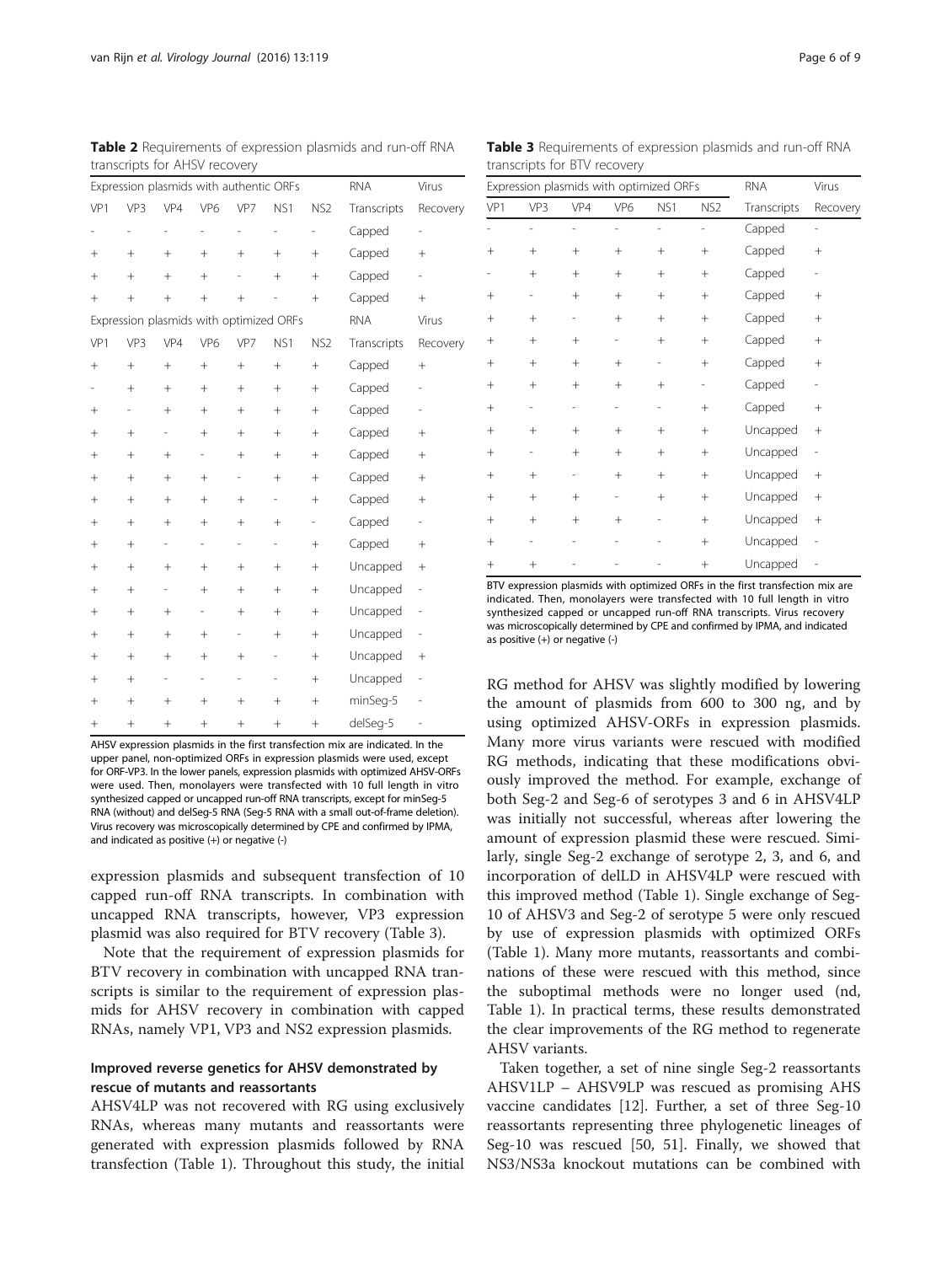**Table 2** Requirements of expression plasmids and run-off RNA transcripts for AHSV recovery

| Expression plasmids with authentic ORFs | | | | | | | RNA | Virus |
|---|---|---|---|---|---|---|---|---|
| VP1 | VP3 | VP4 | VP6 | VP7 | NS1 | NS2 | Transcripts | Recovery |
| - | - | - | - | - | - | - | Capped | - |
| + | + | + | + | + | + | + | Capped | + |
| + | + | + | + | - | + | + | Capped | - |
| + | + | + | + | + | - | + | Capped | + |
| **Expression plasmids with optimized ORFs** | | | | | | | **RNA** | **Virus** |
| VP1 | VP3 | VP4 | VP6 | VP7 | NS1 | NS2 | Transcripts | Recovery |
| + | + | + | + | + | + | + | Capped | + |
| - | + | + | + | + | + | + | Capped | - |
| + | - | + | + | + | + | + | Capped | - |
| + | + | - | + | + | + | + | Capped | + |
| + | + | + | - | + | + | + | Capped | + |
| + | + | + | + | - | + | + | Capped | + |
| + | + | + | + | + | - | + | Capped | + |
| + | + | + | + | + | + | - | Capped | - |
| + | + | - | - | - | - | + | Capped | + |
| + | + | + | + | + | + | + | Uncapped | + |
| + | + | - | + | + | + | + | Uncapped | - |
| + | + | + | - | + | + | + | Uncapped | - |
| + | + | + | + | - | + | + | Uncapped | - |
| + | + | + | + | + | - | + | Uncapped | + |
| + | + | - | - | - | - | + | Uncapped | - |
| + | + | + | + | + | + | + | minSeg-5 | - |
| + | + | + | + | + | + | + | delSeg-5 | - |

AHSV expression plasmids in the first transfection mix are indicated. In the upper panel, non-optimized ORFs in expression plasmids were used, except for ORF-VP3. In the lower panels, expression plasmids with optimized AHSV-ORFs were used. Then, monolayers were transfected with 10 full length in vitro synthesized capped or uncapped run-off RNA transcripts, except for minSeg-5 RNA (without) and delSeg-5 RNA (Seg-5 RNA with a small out-of-frame deletion). Virus recovery was microscopically determined by CPE and confirmed by IPMA, and indicated as positive (+) or negative (-)

**Table 3** Requirements of expression plasmids and run-off RNA transcripts for BTV recovery

| Expression plasmids with optimized ORFs | | | | | | RNA | Virus |
|---|---|---|---|---|---|---|---|
| VP1 | VP3 | VP4 | VP6 | NS1 | NS2 | Transcripts | Recovery |
| - | - | - | - | - | - | Capped | - |
| + | + | + | + | + | + | Capped | + |
| - | + | + | + | + | + | Capped | - |
| + | - | + | + | + | + | Capped | + |
| + | + | - | + | + | + | Capped | + |
| + | + | + | - | + | + | Capped | + |
| + | + | + | + | - | + | Capped | + |
| + | + | + | + | + | - | Capped | - |
| + | - | - | - | - | + | Capped | + |
| + | + | + | + | + | + | Uncapped | + |
| + | - | + | + | + | + | Uncapped | - |
| + | + | - | + | + | + | Uncapped | + |
| + | + | + | - | + | + | Uncapped | + |
| + | + | + | + | - | + | Uncapped | + |
| + | - | - | - | - | + | Uncapped | - |
| + | + | - | - | - | + | Uncapped | - |

BTV expression plasmids with optimized ORFs in the first transfection mix are indicated. Then, monolayers were transfected with 10 full length in vitro synthesized capped or uncapped run-off RNA transcripts. Virus recovery was microscopically determined by CPE and confirmed by IPMA, and indicated as positive (+) or negative (-)

expression plasmids and subsequent transfection of 10 capped run-off RNA transcripts. In combination with uncapped RNA transcripts, however, VP3 expression plasmid was also required for BTV recovery (Table 3).

Note that the requirement of expression plasmids for BTV recovery in combination with uncapped RNA transcripts is similar to the requirement of expression plasmids for AHSV recovery in combination with capped RNAs, namely VP1, VP3 and NS2 expression plasmids.

### Improved reverse genetics for AHSV demonstrated by rescue of mutants and reassortants

AHSV4LP was not recovered with RG using exclusively RNAs, whereas many mutants and reassortants were generated with expression plasmids followed by RNA transfection (Table 1). Throughout this study, the initial RG method for AHSV was slightly modified by lowering the amount of plasmids from 600 to 300 ng, and by using optimized AHSV-ORFs in expression plasmids. Many more virus variants were rescued with modified RG methods, indicating that these modifications obviously improved the method. For example, exchange of both Seg-2 and Seg-6 of serotypes 3 and 6 in AHSV4LP was initially not successful, whereas after lowering the amount of expression plasmid these were rescued. Similarly, single Seg-2 exchange of serotype 2, 3, and 6, and incorporation of delLD in AHSV4LP were rescued with this improved method (Table 1). Single exchange of Seg-10 of AHSV3 and Seg-2 of serotype 5 were only rescued by use of expression plasmids with optimized ORFs (Table 1). Many more mutants, reassortants and combinations of these were rescued with this method, since the suboptimal methods were no longer used (nd, Table 1). In practical terms, these results demonstrated the clear improvements of the RG method to regenerate AHSV variants.

Taken together, a set of nine single Seg-2 reassortants AHSV1LP – AHSV9LP was rescued as promising AHS vaccine candidates [12]. Further, a set of three Seg-10 reassortants representing three phylogenetic lineages of Seg-10 was rescued [50, 51]. Finally, we showed that NS3/NS3a knockout mutations can be combined with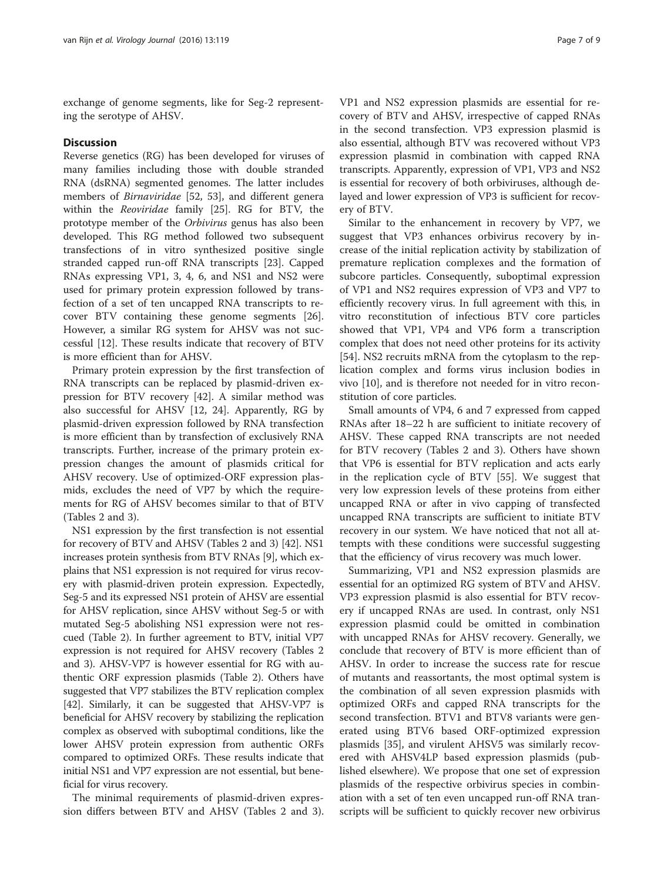exchange of genome segments, like for Seg-2 representing the serotype of AHSV.

## Discussion

Reverse genetics (RG) has been developed for viruses of many families including those with double stranded RNA (dsRNA) segmented genomes. The latter includes members of *Birnaviridae* [52, 53], and different genera within the *Reoviridae* family [25]. RG for BTV, the prototype member of the *Orbivirus* genus has also been developed. This RG method followed two subsequent transfections of in vitro synthesized positive single stranded capped run-off RNA transcripts [23]. Capped RNAs expressing VP1, 3, 4, 6, and NS1 and NS2 were used for primary protein expression followed by transfection of a set of ten uncapped RNA transcripts to recover BTV containing these genome segments [26]. However, a similar RG system for AHSV was not successful [12]. These results indicate that recovery of BTV is more efficient than for AHSV.

Primary protein expression by the first transfection of RNA transcripts can be replaced by plasmid-driven expression for BTV recovery [42]. A similar method was also successful for AHSV [12, 24]. Apparently, RG by plasmid-driven expression followed by RNA transfection is more efficient than by transfection of exclusively RNA transcripts. Further, increase of the primary protein expression changes the amount of plasmids critical for AHSV recovery. Use of optimized-ORF expression plasmids, excludes the need of VP7 by which the requirements for RG of AHSV becomes similar to that of BTV (Tables 2 and 3).

NS1 expression by the first transfection is not essential for recovery of BTV and AHSV (Tables 2 and 3) [42]. NS1 increases protein synthesis from BTV RNAs [9], which explains that NS1 expression is not required for virus recovery with plasmid-driven protein expression. Expectedly, Seg-5 and its expressed NS1 protein of AHSV are essential for AHSV replication, since AHSV without Seg-5 or with mutated Seg-5 abolishing NS1 expression were not rescued (Table 2). In further agreement to BTV, initial VP7 expression is not required for AHSV recovery (Tables 2 and 3). AHSV-VP7 is however essential for RG with authentic ORF expression plasmids (Table 2). Others have suggested that VP7 stabilizes the BTV replication complex [42]. Similarly, it can be suggested that AHSV-VP7 is beneficial for AHSV recovery by stabilizing the replication complex as observed with suboptimal conditions, like the lower AHSV protein expression from authentic ORFs compared to optimized ORFs. These results indicate that initial NS1 and VP7 expression are not essential, but beneficial for virus recovery.

The minimal requirements of plasmid-driven expression differs between BTV and AHSV (Tables 2 and 3). VP1 and NS2 expression plasmids are essential for recovery of BTV and AHSV, irrespective of capped RNAs in the second transfection. VP3 expression plasmid is also essential, although BTV was recovered without VP3 expression plasmid in combination with capped RNA transcripts. Apparently, expression of VP1, VP3 and NS2 is essential for recovery of both orbiviruses, although delayed and lower expression of VP3 is sufficient for recovery of BTV.

Similar to the enhancement in recovery by VP7, we suggest that VP3 enhances orbivirus recovery by increase of the initial replication activity by stabilization of premature replication complexes and the formation of subcore particles. Consequently, suboptimal expression of VP1 and NS2 requires expression of VP3 and VP7 to efficiently recovery virus. In full agreement with this, in vitro reconstitution of infectious BTV core particles showed that VP1, VP4 and VP6 form a transcription complex that does not need other proteins for its activity [54]. NS2 recruits mRNA from the cytoplasm to the replication complex and forms virus inclusion bodies in vivo [10], and is therefore not needed for in vitro reconstitution of core particles.

Small amounts of VP4, 6 and 7 expressed from capped RNAs after 18–22 h are sufficient to initiate recovery of AHSV. These capped RNA transcripts are not needed for BTV recovery (Tables 2 and 3). Others have shown that VP6 is essential for BTV replication and acts early in the replication cycle of BTV [55]. We suggest that very low expression levels of these proteins from either uncapped RNA or after in vivo capping of transfected uncapped RNA transcripts are sufficient to initiate BTV recovery in our system. We have noticed that not all attempts with these conditions were successful suggesting that the efficiency of virus recovery was much lower.

Summarizing, VP1 and NS2 expression plasmids are essential for an optimized RG system of BTV and AHSV. VP3 expression plasmid is also essential for BTV recovery if uncapped RNAs are used. In contrast, only NS1 expression plasmid could be omitted in combination with uncapped RNAs for AHSV recovery. Generally, we conclude that recovery of BTV is more efficient than of AHSV. In order to increase the success rate for rescue of mutants and reassortants, the most optimal system is the combination of all seven expression plasmids with optimized ORFs and capped RNA transcripts for the second transfection. BTV1 and BTV8 variants were generated using BTV6 based ORF-optimized expression plasmids [35], and virulent AHSV5 was similarly recovered with AHSV4LP based expression plasmids (published elsewhere). We propose that one set of expression plasmids of the respective orbivirus species in combination with a set of ten even uncapped run-off RNA transcripts will be sufficient to quickly recover new orbivirus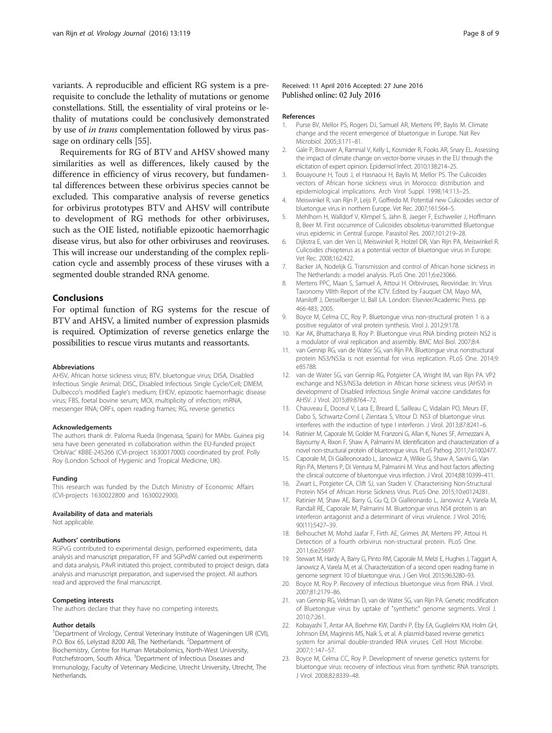variants. A reproducible and efficient RG system is a prerequisite to conclude the lethality of mutations or genome constellations. Still, the essentiality of viral proteins or lethality of mutations could be conclusively demonstrated by use of *in trans* complementation followed by virus passage on ordinary cells [55].

Requirements for RG of BTV and AHSV showed many similarities as well as differences, likely caused by the difference in efficiency of virus recovery, but fundamental differences between these orbivirus species cannot be excluded. This comparative analysis of reverse genetics for orbivirus prototypes BTV and AHSV will contribute to development of RG methods for other orbiviruses, such as the OIE listed, notifiable epizootic haemorrhagic disease virus, but also for other orbiviruses and reoviruses. This will increase our understanding of the complex replication cycle and assembly process of these viruses with a segmented double stranded RNA genome.

## Conclusions

For optimal function of RG systems for the rescue of BTV and AHSV, a limited number of expression plasmids is required. Optimization of reverse genetics enlarge the possibilities to rescue virus mutants and reassortants.

#### Abbreviations

AHSV, African horse sickness virus; BTV, bluetongue virus; DISA, Disabled Infectious Single Animal; DISC, Disabled Infectious Single Cycle/Cell; DMEM, Dulbecco's modified Eagle's medium; EHDV, epizootic haemorrhagic disease virus; FBS, foetal bovine serum; MOI, multiplicity of infection; mRNA, messenger RNA; ORFs, open reading frames; RG, reverse genetics

#### Acknowledgements

The authors thank dr. Paloma Rueda (Ingenasa, Spain) for MAbs. Guinea pig sera have been generated in collaboration within the EU-funded project 'OrbiVac' KBBE-245266 (CVI-project 1630017000) coordinated by prof. Polly Roy (London School of Hygienic and Tropical Medicine, UK).

#### Funding

This research was funded by the Dutch Ministry of Economic Affairs (CVI-projects 1630022800 and 1630022900).

#### Availability of data and materials

Not applicable.

#### Authors' contributions

RGPvG contributed to experimental design, performed experiments, data analysis and manuscript preparation, FF and SGPvdW carried out experiments and data analysis, PAvR initiated this project, contributed to project design, data analysis and manuscript preparation, and supervised the project. All authors read and approved the final manuscript.

#### Competing interests

The authors declare that they have no competing interests.

#### Author details

[1]Department of Virology, Central Veterinary Institute of Wageningen UR (CVI), P.O. Box 65, Lelystad 8200 AB, The Netherlands. [2]Department of Biochemistry, Centre for Human Metabolomics, North-West University, Potchefstroom, South Africa. [3]Department of Infectious Diseases and Immunology, Faculty of Veterinary Medicine, Utrecht University, Utrecht, The Netherlands.

Received: 11 April 2016 Accepted: 27 June 2016
Published online: 02 July 2016

#### References

1. Purse BV, Mellor PS, Rogers DJ, Samuel AR, Mertens PP, Baylis M. Climate change and the recent emergence of bluetongue in Europe. Nat Rev Microbiol. 2005;3:171–81.
2. Gale P, Brouwer A, Ramnial V, Kelly L, Kosmider R, Fooks AR, Snary EL. Assessing the impact of climate change on vector-borne viruses in the EU through the elicitation of expert opinion. Epidemiol Infect. 2010;138:214–25.
3. Bouayoune H, Touti J, el Hasnaoui H, Baylis M, Mellor PS. The Culicoides vectors of African horse sickness virus in Morocco: distribution and epidemiological implications. Arch Virol Suppl. 1998;14:113–25.
4. Meiswinkel R, van Rijn P, Leijs P, Goffredo M. Potential new Culicoides vector of bluetongue virus in northern Europe. Vet Rec. 2007;161:564–5.
5. Mehlhorn H, Walldorf V, Klimpel S, Jahn B, Jaeger F, Eschweiler J, Hoffmann B, Beer M. First occurrence of Culicoides obsoletus-transmitted Bluetongue virus epidemic in Central Europe. Parasitol Res. 2007;101:219–28.
6. Dijkstra E, van der Ven IJ, Meiswinkel R, Holzel DR, Van Rijn PA, Meiswinkel R. Culicoides chiopterus as a potential vector of bluetongue virus in Europe. Vet Rec. 2008;162:422.
7. Backer JA, Nodelijk G. Transmission and control of African horse sickness in The Netherlands: a model analysis. PLoS One. 2011;6:e23066.
8. Mertens PPC, Maan S, Samuel A, Attoui H. Orbiviruses, Reoviridae. In: Virus Taxonomy VIIIth Report of the ICTV. Edited by Fauquet CM, Mayo MA, Maniloff J, Desselberger U, Ball LA. London: Elsevier/Academic Press. pp 466-483; 2005.
9. Boyce M, Celma CC, Roy P. Bluetongue virus non-structural protein 1 is a positive regulator of viral protein synthesis. Virol J. 2012;9:178.
10. Kar AK, Bhattacharya B, Roy P. Bluetongue virus RNA binding protein NS2 is a modulator of viral replication and assembly. BMC Mol Biol. 2007;8:4.
11. van Gennip RG, van de Water SG, van Rijn PA. Bluetongue virus nonstructural protein NS3/NS3a is not essential for virus replication. PLoS One. 2014;9:e85788.
12. van de Water SG, van Gennip RG, Potgieter CA, Wright IM, van Rijn PA. VP2 exchange and NS3/NS3a deletion in African horse sickness virus (AHSV) in development of Disabled Infectious Single Animal vaccine candidates for AHSV. J Virol. 2015;89:8764–72.
13. Chauveau E, Doceul V, Lara E, Breard E, Sailleau C, Vidalain PO, Meurs EF, Dabo S, Schwartz-Cornil I, Zientara S, Vitour D. NS3 of bluetongue virus interferes with the induction of type I interferon. J Virol. 2013;87:8241–6.
14. Ratinier M, Caporale M, Golder M, Franzoni G, Allan K, Nunes SF, Armezzani A, Bayoumy A, Rixon F, Shaw A, Palmarini M. Identification and characterization of a novel non-structural protein of bluetongue virus. PLoS Pathog. 2011;7:e1002477.
15. Caporale M, Di Gialleonorado L, Janowicz A, Wilkie G, Shaw A, Savini G, Van Rijn PA, Mertens P, Di Ventura M, Palmarini M. Virus and host factors affecting the clinical outcome of bluetongue virus infection. J Virol. 2014;88:10399–411.
16. Zwart L, Potgieter CA, Clift SJ, van Staden V. Characterising Non-Structural Protein NS4 of African Horse Sickness Virus. PLoS One. 2015;10:e0124281.
17. Ratinier M, Shaw AE, Barry G, Gu Q, Di Gialleonardo L, Janowicz A, Varela M, Randall RE, Caporale M, Palmarini M. Bluetongue virus NS4 protein is an interferon antagonist and a determinant of virus virulence. J Virol. 2016; 90(11):5427–39.
18. Belhouchet M, Mohd Jaafar F, Firth AE, Grimes JM, Mertens PP, Attoui H. Detection of a fourth orbivirus non-structural protein. PLoS One. 2011;6:e25697.
19. Stewart M, Hardy A, Barry G, Pinto RM, Caporale M, Melzi E, Hughes J, Taggart A, Janowicz A, Varela M, et al. Characterization of a second open reading frame in genome segment 10 of bluetongue virus. J Gen Virol. 2015;96:3280–93.
20. Boyce M, Roy P. Recovery of infectious bluetongue virus from RNA. J Virol. 2007;81:2179–86.
21. van Gennip RG, Veldman D, van de Water SG, van Rijn PA. Genetic modification of Bluetongue virus by uptake of "synthetic" genome segments. Virol J. 2010;7:261.
22. Kobayashi T, Antar AA, Boehme KW, Danthi P, Eby EA, Guglielmi KM, Holm GH, Johnson EM, Maginnis MS, Naik S, et al. A plasmid-based reverse genetics system for animal double-stranded RNA viruses. Cell Host Microbe. 2007;1:147–57.
23. Boyce M, Celma CC, Roy P. Development of reverse genetics systems for bluetongue virus: recovery of infectious virus from synthetic RNA transcripts. J Virol. 2008;82:8339–48.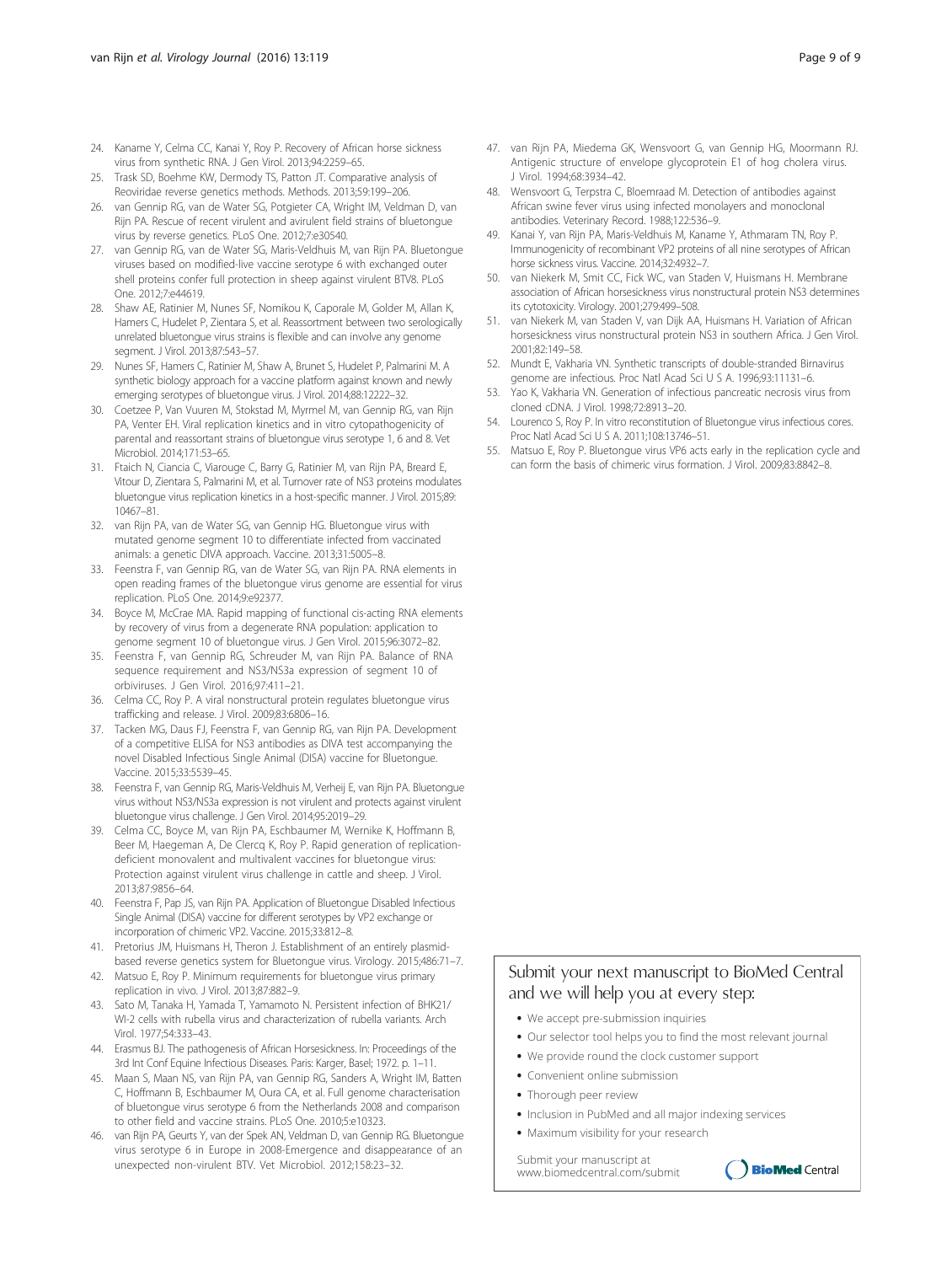24. Kaname Y, Celma CC, Kanai Y, Roy P. Recovery of African horse sickness virus from synthetic RNA. J Gen Virol. 2013;94:2259–65.
25. Trask SD, Boehme KW, Dermody TS, Patton JT. Comparative analysis of Reoviridae reverse genetics methods. Methods. 2013;59:199–206.
26. van Gennip RG, van de Water SG, Potgieter CA, Wright IM, Veldman D, van Rijn PA. Rescue of recent virulent and avirulent field strains of bluetongue virus by reverse genetics. PLoS One. 2012;7:e30540.
27. van Gennip RG, van de Water SG, Maris-Veldhuis M, van Rijn PA. Bluetongue viruses based on modified-live vaccine serotype 6 with exchanged outer shell proteins confer full protection in sheep against virulent BTV8. PLoS One. 2012;7:e44619.
28. Shaw AE, Ratinier M, Nunes SF, Nomikou K, Caporale M, Golder M, Allan K, Hamers C, Hudelet P, Zientara S, et al. Reassortment between two serologically unrelated bluetongue virus strains is flexible and can involve any genome segment. J Virol. 2013;87:543–57.
29. Nunes SF, Hamers C, Ratinier M, Shaw A, Brunet S, Hudelet P, Palmarini M. A synthetic biology approach for a vaccine platform against known and newly emerging serotypes of bluetongue virus. J Virol. 2014;88:12222–32.
30. Coetzee P, Van Vuuren M, Stokstad M, Myrmel M, van Gennip RG, van Rijn PA, Venter EH. Viral replication kinetics and in vitro cytopathogenicity of parental and reassortant strains of bluetongue virus serotype 1, 6 and 8. Vet Microbiol. 2014;171:53–65.
31. Ftaich N, Ciancia C, Viarouge C, Barry G, Ratinier M, van Rijn PA, Breard E, Vitour D, Zientara S, Palmarini M, et al. Turnover rate of NS3 proteins modulates bluetongue virus replication kinetics in a host-specific manner. J Virol. 2015;89:10467–81.
32. van Rijn PA, van de Water SG, van Gennip HG. Bluetongue virus with mutated genome segment 10 to differentiate infected from vaccinated animals: a genetic DIVA approach. Vaccine. 2013;31:5005–8.
33. Feenstra F, van Gennip RG, van de Water SG, van Rijn PA. RNA elements in open reading frames of the bluetongue virus genome are essential for virus replication. PLoS One. 2014;9:e92377.
34. Boyce M, McCrae MA. Rapid mapping of functional cis-acting RNA elements by recovery of virus from a degenerate RNA population: application to genome segment 10 of bluetongue virus. J Gen Virol. 2015;96:3072–82.
35. Feenstra F, van Gennip RG, Schreuder M, van Rijn PA. Balance of RNA sequence requirement and NS3/NS3a expression of segment 10 of orbiviruses. J Gen Virol. 2016;97:411–21.
36. Celma CC, Roy P. A viral nonstructural protein regulates bluetongue virus trafficking and release. J Virol. 2009;83:6806–16.
37. Tacken MG, Daus FJ, Feenstra F, van Gennip RG, van Rijn PA. Development of a competitive ELISA for NS3 antibodies as DIVA test accompanying the novel Disabled Infectious Single Animal (DISA) vaccine for Bluetongue. Vaccine. 2015;33:5539–45.
38. Feenstra F, van Gennip RG, Maris-Veldhuis M, Verheij E, van Rijn PA. Bluetongue virus without NS3/NS3a expression is not virulent and protects against virulent bluetongue virus challenge. J Gen Virol. 2014;95:2019–29.
39. Celma CC, Boyce M, van Rijn PA, Eschbaumer M, Wernike K, Hoffmann B, Beer M, Haegeman A, De Clercq K, Roy P. Rapid generation of replication-deficient monovalent and multivalent vaccines for bluetongue virus: Protection against virulent virus challenge in cattle and sheep. J Virol. 2013;87:9856–64.
40. Feenstra F, Pap JS, van Rijn PA. Application of Bluetongue Disabled Infectious Single Animal (DISA) vaccine for different serotypes by VP2 exchange or incorporation of chimeric VP2. Vaccine. 2015;33:812–8.
41. Pretorius JM, Huismans H, Theron J. Establishment of an entirely plasmid-based reverse genetics system for Bluetongue virus. Virology. 2015;486:71–7.
42. Matsuo E, Roy P. Minimum requirements for bluetongue virus primary replication in vivo. J Virol. 2013;87:882–9.
43. Sato M, Tanaka H, Yamada T, Yamamoto N. Persistent infection of BHK21/WI-2 cells with rubella virus and characterization of rubella variants. Arch Virol. 1977;54:333–43.
44. Erasmus BJ. The pathogenesis of African Horsesickness. In: Proceedings of the 3rd Int Conf Equine Infectious Diseases. Paris: Karger, Basel; 1972. p. 1–11.
45. Maan S, Maan NS, van Rijn PA, van Gennip RG, Sanders A, Wright IM, Batten C, Hoffmann B, Eschbaumer M, Oura CA, et al. Full genome characterisation of bluetongue virus serotype 6 from the Netherlands 2008 and comparison to other field and vaccine strains. PLoS One. 2010;5:e10323.
46. van Rijn PA, Geurts Y, van der Spek AN, Veldman D, van Gennip RG. Bluetongue virus serotype 6 in Europe in 2008-Emergence and disappearance of an unexpected non-virulent BTV. Vet Microbiol. 2012;158:23–32.
47. van Rijn PA, Miedema GK, Wensvoort G, van Gennip HG, Moormann RJ. Antigenic structure of envelope glycoprotein E1 of hog cholera virus. J Virol. 1994;68:3934–42.
48. Wensvoort G, Terpstra C, Bloemraad M. Detection of antibodies against African swine fever virus using infected monolayers and monoclonal antibodies. Veterinary Record. 1988;122:536–9.
49. Kanai Y, van Rijn PA, Maris-Veldhuis M, Kaname Y, Athmaram TN, Roy P. Immunogenicity of recombinant VP2 proteins of all nine serotypes of African horse sickness virus. Vaccine. 2014;32:4932–7.
50. van Niekerk M, Smit CC, Fick WC, van Staden V, Huismans H. Membrane association of African horsesickness virus nonstructural protein NS3 determines its cytotoxicity. Virology. 2001;279:499–508.
51. van Niekerk M, van Staden V, van Dijk AA, Huismans H. Variation of African horsesickness virus nonstructural protein NS3 in southern Africa. J Gen Virol. 2001;82:149–58.
52. Mundt E, Vakharia VN. Synthetic transcripts of double-stranded Birnavirus genome are infectious. Proc Natl Acad Sci U S A. 1996;93:11131–6.
53. Yao K, Vakharia VN. Generation of infectious pancreatic necrosis virus from cloned cDNA. J Virol. 1998;72:8913–20.
54. Lourenco S, Roy P. In vitro reconstitution of Bluetongue virus infectious cores. Proc Natl Acad Sci U S A. 2011;108:13746–51.
55. Matsuo E, Roy P. Bluetongue virus VP6 acts early in the replication cycle and can form the basis of chimeric virus formation. J Virol. 2009;83:8842–8.

Submit your next manuscript to BioMed Central and we will help you at every step:

- We accept pre-submission inquiries
- Our selector tool helps you to find the most relevant journal
- We provide round the clock customer support
- Convenient online submission
- Thorough peer review
- Inclusion in PubMed and all major indexing services
- Maximum visibility for your research

Submit your manuscript at
www.biomedcentral.com/submit

BioMed Central